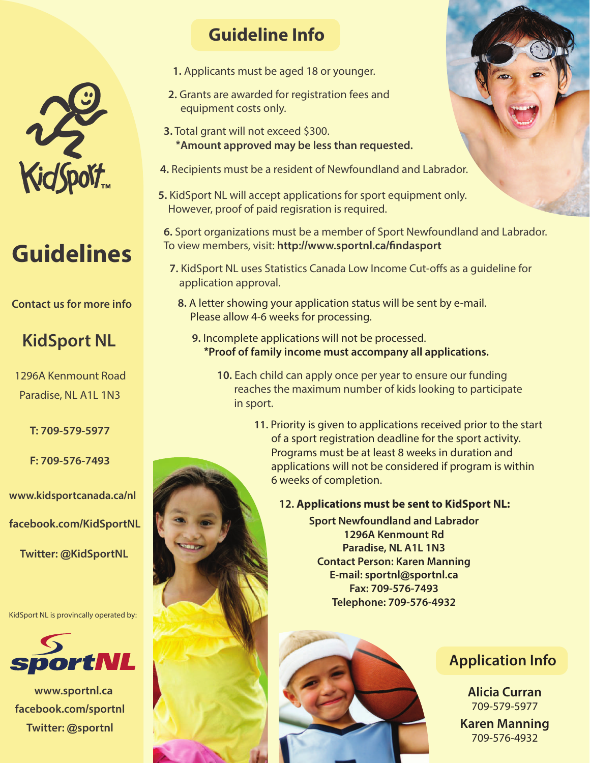KidSport™

# Guidelines

**Contact us for more info**

## KidSport NL

1296A Kenmount Road
Paradise, NL A1L 1N3

**T: 709-579-5977**

**F: 709-576-7493**

**www.kidsportcanada.ca/nl**

**facebook.com/KidSportNL**

**Twitter: @KidSportNL**

KidSport NL is provincally operated by:

sportNL

**www.sportnl.ca**
**facebook.com/sportnl**
**Twitter: @sportnl**

## Guideline Info

1. Applicants must be aged 18 or younger.
2. Grants are awarded for registration fees and equipment costs only.
3. Total grant will not exceed $300.
   **\*Amount approved may be less than requested.**
4. Recipients must be a resident of Newfoundland and Labrador.
5. KidSport NL will accept applications for sport equipment only. However, proof of paid regisration is required.
6. Sport organizations must be a member of Sport Newfoundland and Labrador. To view members, visit: **http://www.sportnl.ca/findasport**
7. KidSport NL uses Statistics Canada Low Income Cut-offs as a guideline for application approval.
8. A letter showing your application status will be sent by e-mail. Please allow 4-6 weeks for processing.
9. Incomplete applications will not be processed.
   **\*Proof of family income must accompany all applications.**
10. Each child can apply once per year to ensure our funding reaches the maximum number of kids looking to participate in sport.
11. Priority is given to applications received prior to the start of a sport registration deadline for the sport activity. Programs must be at least 8 weeks in duration and applications will not be considered if program is within 6 weeks of completion.
12. **Applications must be sent to KidSport NL:**

**Sport Newfoundland and Labrador**
**1296A Kenmount Rd**
**Paradise, NL A1L 1N3**
**Contact Person: Karen Manning**
**E-mail: sportnl@sportnl.ca**
**Fax: 709-576-7493**
**Telephone: 709-576-4932**

## Application Info

**Alicia Curran**
709-579-5977

**Karen Manning**
709-576-4932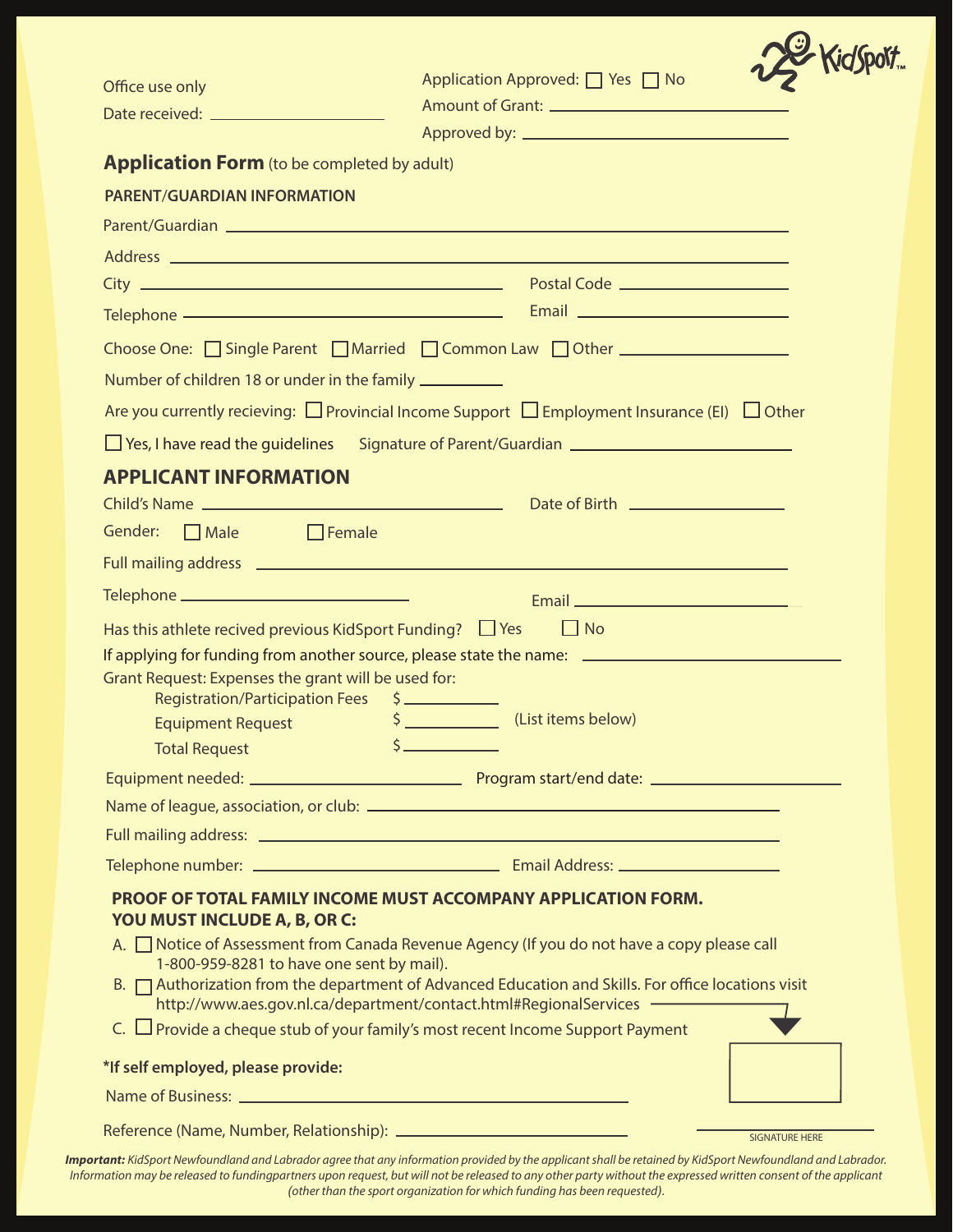KidSport™

Office use only

Date received: ____________

Application Approved: ☐ Yes ☐ No

Amount of Grant: ____________

Approved by: ____________

## Application Form (to be completed by adult)

### PARENT/GUARDIAN INFORMATION

Parent/Guardian ____________

Address ____________

City ____________ Postal Code ____________

Telephone ____________ Email ____________

Choose One: ☐ Single Parent ☐ Married ☐ Common Law ☐ Other ____________

Number of children 18 or under in the family ____________

Are you currently recieving: ☐ Provincial Income Support ☐ Employment Insurance (EI) ☐ Other

☐ Yes, I have read the guidelines Signature of Parent/Guardian ____________

## APPLICANT INFORMATION

Child's Name ____________ Date of Birth ____________

Gender: ☐ Male ☐ Female

Full mailing address ____________

Telephone ____________ Email ____________

Has this athlete recived previous KidSport Funding? ☐ Yes ☐ No

If applying for funding from another source, please state the name: ____________

Grant Request: Expenses the grant will be used for:

- Registration/Participation Fees $ ____________
- Equipment Request $ ____________ (List items below)
- Total Request $ ____________

Equipment needed: ____________ Program start/end date: ____________

Name of league, association, or club: ____________

Full mailing address: ____________

Telephone number: ____________ Email Address: ____________

**PROOF OF TOTAL FAMILY INCOME MUST ACCOMPANY APPLICATION FORM.**
**YOU MUST INCLUDE A, B, OR C:**

A. ☐ Notice of Assessment from Canada Revenue Agency (If you do not have a copy please call 1-800-959-8281 to have one sent by mail).

B. ☐ Authorization from the department of Advanced Education and Skills. For office locations visit http://www.aes.gov.nl.ca/department/contact.html#RegionalServices

C. ☐ Provide a cheque stub of your family's most recent Income Support Payment

**\*If self employed, please provide:**

Name of Business: ____________

Reference (Name, Number, Relationship): ____________

____________
SIGNATURE HERE

*__Important:__ KidSport Newfoundland and Labrador agree that any information provided by the applicant shall be retained by KidSport Newfoundland and Labrador. Information may be released to fundingpartners upon request, but will not be released to any other party without the expressed written consent of the applicant (other than the sport organization for which funding has been requested).*